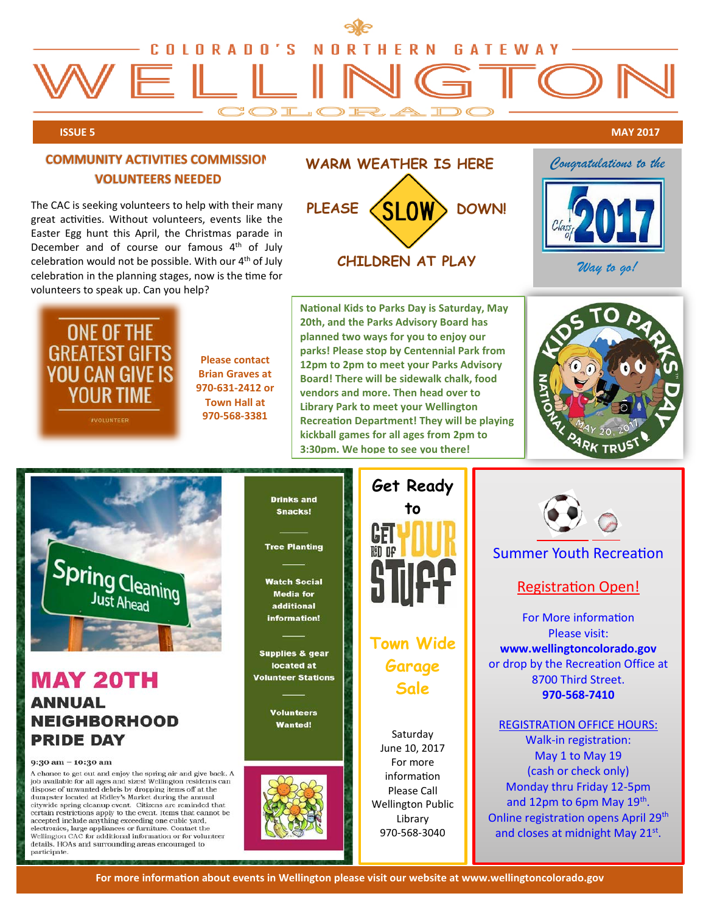# COLORADO'S NORTHERN GATEWAY WELLINGTON COLORADO

**ISSUE 5** — **MAY 2017**

## COMMUNITY ACTIVITIES COMMISSION VOLUNTEERS NEEDED

The CAC is seeking volunteers to help with their many great activities. Without volunteers, events like the Easter Egg hunt this April, the Christmas parade in December and of course our famous 4th of July celebration would not be possible. With our 4th of July celebration in the planning stages, now is the time for volunteers to speak up. Can you help?

ONE OF THE GREATEST GIFTS YOU CAN GIVE IS YOUR TIME

#VOLUNTEER

**Please contact Brian Graves at 970-631-2412 or Town Hall at 970-568-3381**

## WARM WEATHER IS HERE

PLEASE SLOW DOWN!

CHILDREN AT PLAY

*Congratulations to the*

Class of 2017

*Way to go!*

**National Kids to Parks Day is Saturday, May 20th, and the Parks Advisory Board has planned two ways for you to enjoy our parks! Please stop by Centennial Park from 12pm to 2pm to meet your Parks Advisory Board! There will be sidewalk chalk, food vendors and more. Then head over to Library Park to meet your Wellington Recreation Department! They will be playing kickball games for all ages from 2pm to 3:30pm. We hope to see you there!**

KIDS TO PARKS DAY — NATIONAL PARK TRUST — MAY 20, 2017

Spring Cleaning Just Ahead

## MAY 20TH ANNUAL NEIGHBORHOOD PRIDE DAY

9:30 am – 10:30 am

A chance to get out and enjoy the spring air and give back. A job available for all ages and sizes! Wellington residents can dispose of unwanted debris by dropping items off at the dumpster located at Ridley's Market during the annual citywide spring cleanup event. Citizens are reminded that certain restrictions apply to the event. Items that cannot be accepted include anything exceeding one cubic yard, electronics, large appliances or furniture. Contact the Wellington CAC for additional information or for volunteer details. HOAs and surrounding areas encouraged to participate.

**Drinks and Snacks!**

**Tree Planting**

**Watch Social Media for additional information!**

**Supplies & gear located at Volunteer Stations**

**Volunteers Wanted!**

## Get Ready to GET RID OF YOUR STUFF

**Town Wide Garage Sale**

Saturday June 10, 2017
For more information Please Call Wellington Public Library 970-568-3040

## Summer Youth Recreation

Registration Open!

For More information Please visit:
**www.wellingtoncolorado.gov**
or drop by the Recreation Office at 8700 Third Street.
**970-568-7410**

REGISTRATION OFFICE HOURS:
Walk-in registration:
May 1 to May 19
(cash or check only)
Monday thru Friday 12-5pm
and 12pm to 6pm May 19th.
Online registration opens April 29th and closes at midnight May 21st.

**For more information about events in Wellington please visit our website at www.wellingtoncolorado.gov**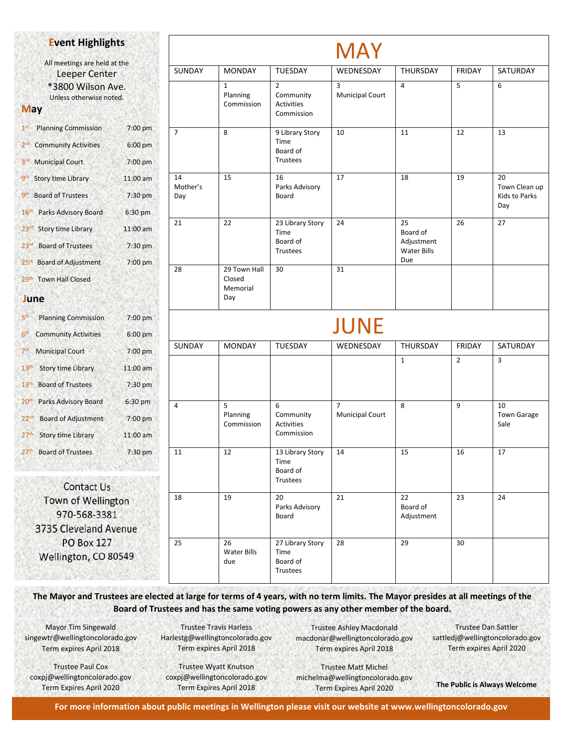## Event Highlights

All meetings are held at the
Leeper Center
*3800 Wilson Ave.
Unless otherwise noted.

### May

| | | |
|---|---|---|
| 1st | Planning Commission | 7:00 pm |
| 2nd | Community Activities | 6:00 pm |
| 3rd | Municipal Court | 7:00 pm |
| 9th | Story time Library | 11:00 am |
| 9th | Board of Trustees | 7:30 pm |
| 16th | Parks Advisory Board | 6:30 pm |
| 23rd | Story time Library | 11:00 am |
| 23rd | Board of Trustees | 7:30 pm |
| 25th | Board of Adjustment | 7:00 pm |
| 29th | Town Hall Closed | |

### June

| | | |
|---|---|---|
| 5th | Planning Commission | 7:00 pm |
| 6th | Community Activities | 6:00 pm |
| 7th | Municipal Court | 7:00 pm |
| 13th | Story time Library | 11:00 am |
| 13th | Board of Trustees | 7:30 pm |
| 20th | Parks Advisory Board | 6:30 pm |
| 22nd | Board of Adjustment | 7:00 pm |
| 27th | Story time Library | 11:00 am |
| 27th | Board of Trustees | 7:30 pm |

### Contact Us

Town of Wellington
970-568-3381
3735 Cleveland Avenue
PO Box 127
Wellington, CO 80549

# MAY

| SUNDAY | MONDAY | TUESDAY | WEDNESDAY | THURSDAY | FRIDAY | SATURDAY |
|---|---|---|---|---|---|---|
| | 1 Planning Commission | 2 Community Activities Commission | 3 Municipal Court | 4 | 5 | 6 |
| 7 | 8 | 9 Library Story Time Board of Trustees | 10 | 11 | 12 | 13 |
| 14 Mother's Day | 15 | 16 Parks Advisory Board | 17 | 18 | 19 | 20 Town Clean up Kids to Parks Day |
| 21 | 22 | 23 Library Story Time Board of Trustees | 24 | 25 Board of Adjustment Water Bills Due | 26 | 27 |
| 28 | 29 Town Hall Closed Memorial Day | 30 | 31 | | | |

# JUNE

| SUNDAY | MONDAY | TUESDAY | WEDNESDAY | THURSDAY | FRIDAY | SATURDAY |
|---|---|---|---|---|---|---|
| | | | | 1 | 2 | 3 |
| 4 | 5 Planning Commission | 6 Community Activities Commission | 7 Municipal Court | 8 | 9 | 10 Town Garage Sale |
| 11 | 12 | 13 Library Story Time Board of Trustees | 14 | 15 | 16 | 17 |
| 18 | 19 | 20 Parks Advisory Board | 21 | 22 Board of Adjustment | 23 | 24 |
| 25 | 26 Water Bills due | 27 Library Story Time Board of Trustees | 28 | 29 | 30 | |

**The Mayor and Trustees are elected at large for terms of 4 years, with no term limits. The Mayor presides at all meetings of the Board of Trustees and has the same voting powers as any other member of the board.**

Mayor Tim Singewald
singewtr@wellingtoncolorado.gov
Term expires April 2018

Trustee Travis Harless
Harlestg@wellingtoncolorado.gov
Term expires April 2018

Trustee Ashley Macdonald
macdonar@wellingtoncolorado.gov
Term expires April 2018

Trustee Dan Sattler
sattledj@wellingtoncolorado.gov
Term expires April 2020

Trustee Paul Cox
coxpj@wellingtoncolorado.gov
Term Expires April 2020

Trustee Wyatt Knutson
coxpj@wellingtoncolorado.gov
Term Expires April 2018

Trustee Matt Michel
michelma@wellingtoncolorado.gov
Term Expires April 2020

**The Public is Always Welcome**

**For more information about public meetings in Wellington please visit our website at www.wellingtoncolorado.gov**